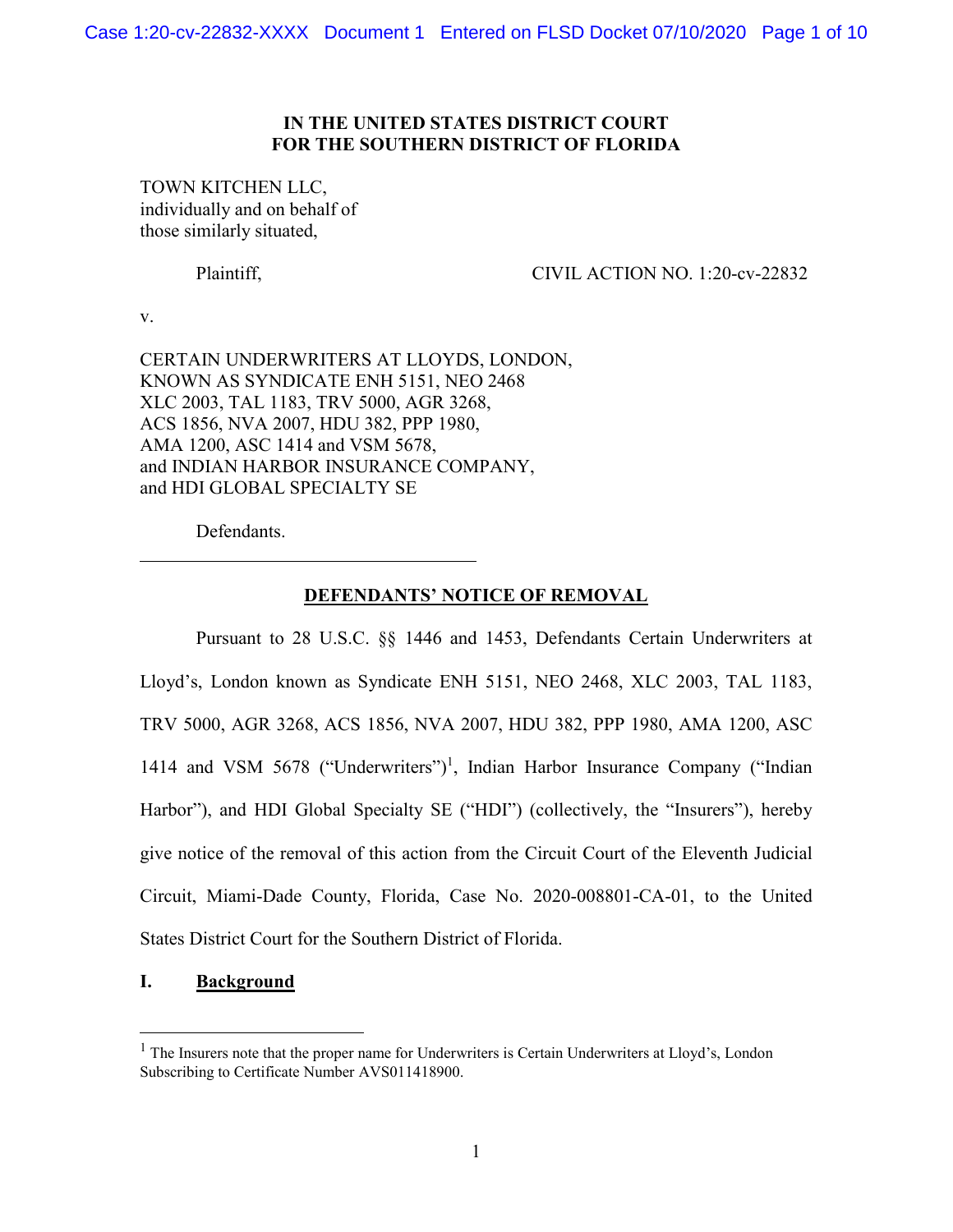# IN THE UNITED STATES DISTRICT COURT FOR THE SOUTHERN DISTRICT OF FLORIDA

TOWN KITCHEN LLC,
individually and on behalf of
those similarly situated,

Plaintiff,

CIVIL ACTION NO. 1:20-cv-22832

v.

CERTAIN UNDERWRITERS AT LLOYDS, LONDON,
KNOWN AS SYNDICATE ENH 5151, NEO 2468
XLC 2003, TAL 1183, TRV 5000, AGR 3268,
ACS 1856, NVA 2007, HDU 382, PPP 1980,
AMA 1200, ASC 1414 and VSM 5678,
and INDIAN HARBOR INSURANCE COMPANY,
and HDI GLOBAL SPECIALTY SE

Defendants.

---

## DEFENDANTS' NOTICE OF REMOVAL

Pursuant to 28 U.S.C. §§ 1446 and 1453, Defendants Certain Underwriters at Lloyd's, London known as Syndicate ENH 5151, NEO 2468, XLC 2003, TAL 1183, TRV 5000, AGR 3268, ACS 1856, NVA 2007, HDU 382, PPP 1980, AMA 1200, ASC 1414 and VSM 5678 ("Underwriters")[1], Indian Harbor Insurance Company ("Indian Harbor"), and HDI Global Specialty SE ("HDI") (collectively, the "Insurers"), hereby give notice of the removal of this action from the Circuit Court of the Eleventh Judicial Circuit, Miami-Dade County, Florida, Case No. 2020-008801-CA-01, to the United States District Court for the Southern District of Florida.

## I. Background

---

[1] The Insurers note that the proper name for Underwriters is Certain Underwriters at Lloyd's, London Subscribing to Certificate Number AVS011418900.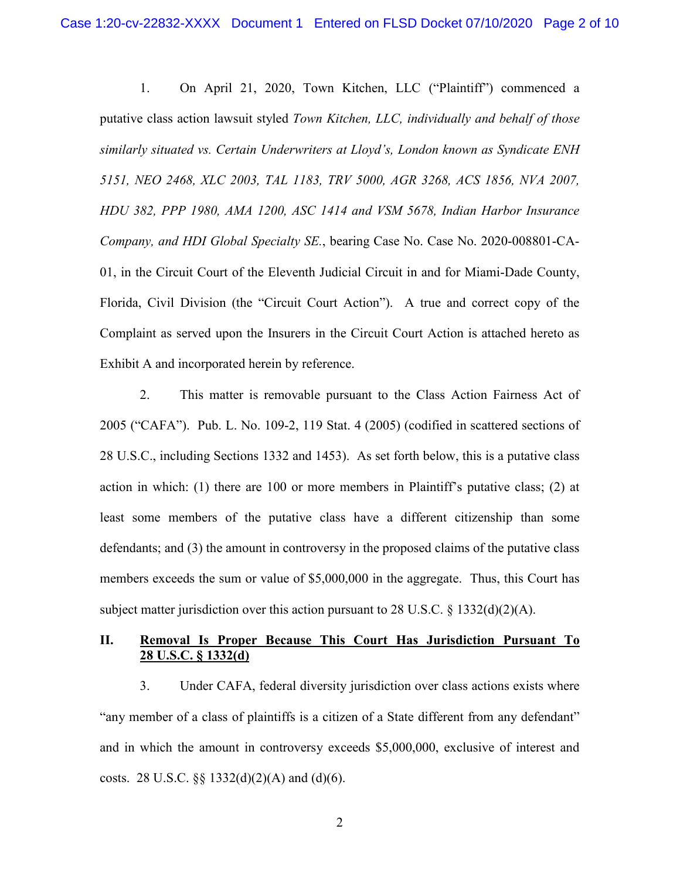1. On April 21, 2020, Town Kitchen, LLC ("Plaintiff") commenced a putative class action lawsuit styled *Town Kitchen, LLC, individually and behalf of those similarly situated vs. Certain Underwriters at Lloyd's, London known as Syndicate ENH 5151, NEO 2468, XLC 2003, TAL 1183, TRV 5000, AGR 3268, ACS 1856, NVA 2007, HDU 382, PPP 1980, AMA 1200, ASC 1414 and VSM 5678, Indian Harbor Insurance Company, and HDI Global Specialty SE.*, bearing Case No. Case No. 2020-008801-CA-01, in the Circuit Court of the Eleventh Judicial Circuit in and for Miami-Dade County, Florida, Civil Division (the "Circuit Court Action"). A true and correct copy of the Complaint as served upon the Insurers in the Circuit Court Action is attached hereto as Exhibit A and incorporated herein by reference.

2. This matter is removable pursuant to the Class Action Fairness Act of 2005 ("CAFA"). Pub. L. No. 109-2, 119 Stat. 4 (2005) (codified in scattered sections of 28 U.S.C., including Sections 1332 and 1453). As set forth below, this is a putative class action in which: (1) there are 100 or more members in Plaintiff's putative class; (2) at least some members of the putative class have a different citizenship than some defendants; and (3) the amount in controversy in the proposed claims of the putative class members exceeds the sum or value of $5,000,000 in the aggregate. Thus, this Court has subject matter jurisdiction over this action pursuant to 28 U.S.C. § 1332(d)(2)(A).

## II. Removal Is Proper Because This Court Has Jurisdiction Pursuant To 28 U.S.C. § 1332(d)

3. Under CAFA, federal diversity jurisdiction over class actions exists where "any member of a class of plaintiffs is a citizen of a State different from any defendant" and in which the amount in controversy exceeds $5,000,000, exclusive of interest and costs. 28 U.S.C. §§ 1332(d)(2)(A) and (d)(6).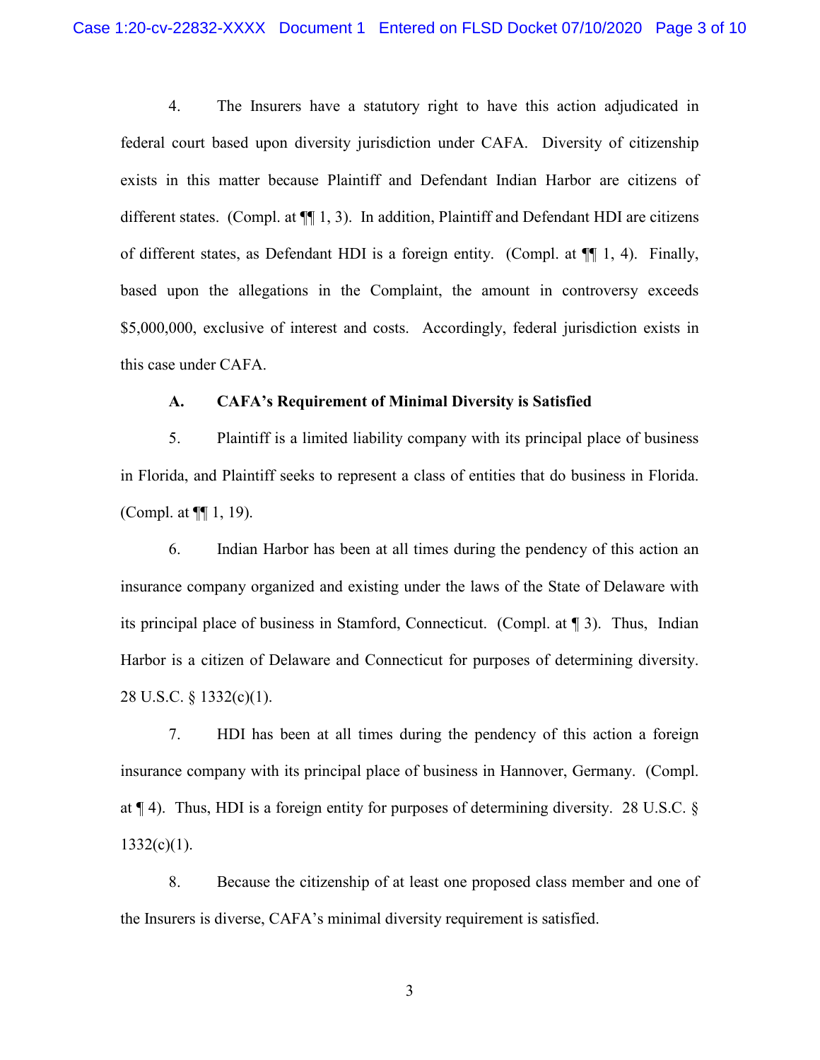4. The Insurers have a statutory right to have this action adjudicated in federal court based upon diversity jurisdiction under CAFA. Diversity of citizenship exists in this matter because Plaintiff and Defendant Indian Harbor are citizens of different states. (Compl. at ¶¶ 1, 3). In addition, Plaintiff and Defendant HDI are citizens of different states, as Defendant HDI is a foreign entity. (Compl. at ¶¶ 1, 4). Finally, based upon the allegations in the Complaint, the amount in controversy exceeds $5,000,000, exclusive of interest and costs. Accordingly, federal jurisdiction exists in this case under CAFA.

### A. CAFA's Requirement of Minimal Diversity is Satisfied

5. Plaintiff is a limited liability company with its principal place of business in Florida, and Plaintiff seeks to represent a class of entities that do business in Florida. (Compl. at ¶¶ 1, 19).

6. Indian Harbor has been at all times during the pendency of this action an insurance company organized and existing under the laws of the State of Delaware with its principal place of business in Stamford, Connecticut. (Compl. at ¶ 3). Thus, Indian Harbor is a citizen of Delaware and Connecticut for purposes of determining diversity. 28 U.S.C. § 1332(c)(1).

7. HDI has been at all times during the pendency of this action a foreign insurance company with its principal place of business in Hannover, Germany. (Compl. at ¶ 4). Thus, HDI is a foreign entity for purposes of determining diversity. 28 U.S.C. § 1332(c)(1).

8. Because the citizenship of at least one proposed class member and one of the Insurers is diverse, CAFA's minimal diversity requirement is satisfied.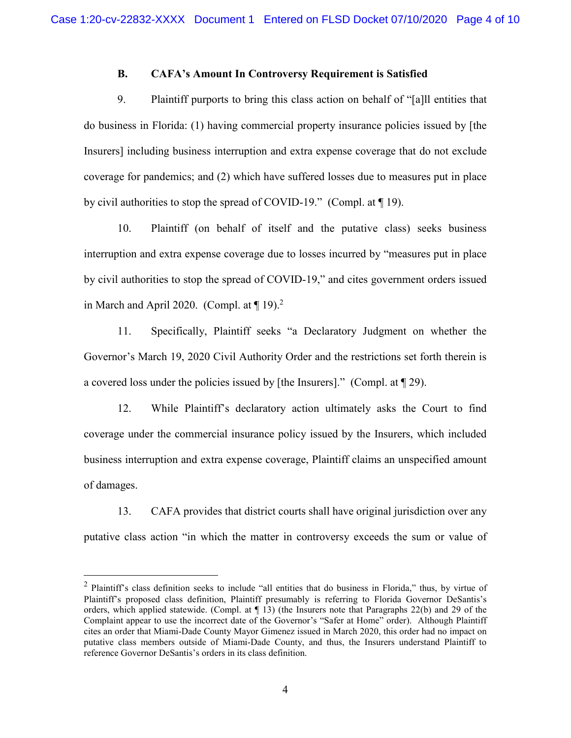### B. CAFA's Amount In Controversy Requirement is Satisfied

9. Plaintiff purports to bring this class action on behalf of "[a]ll entities that do business in Florida: (1) having commercial property insurance policies issued by [the Insurers] including business interruption and extra expense coverage that do not exclude coverage for pandemics; and (2) which have suffered losses due to measures put in place by civil authorities to stop the spread of COVID-19." (Compl. at ¶ 19).

10. Plaintiff (on behalf of itself and the putative class) seeks business interruption and extra expense coverage due to losses incurred by "measures put in place by civil authorities to stop the spread of COVID-19," and cites government orders issued in March and April 2020. (Compl. at ¶ 19).[2]

11. Specifically, Plaintiff seeks "a Declaratory Judgment on whether the Governor's March 19, 2020 Civil Authority Order and the restrictions set forth therein is a covered loss under the policies issued by [the Insurers]." (Compl. at ¶ 29).

12. While Plaintiff's declaratory action ultimately asks the Court to find coverage under the commercial insurance policy issued by the Insurers, which included business interruption and extra expense coverage, Plaintiff claims an unspecified amount of damages.

13. CAFA provides that district courts shall have original jurisdiction over any putative class action "in which the matter in controversy exceeds the sum or value of

---

[2] Plaintiff's class definition seeks to include "all entities that do business in Florida," thus, by virtue of Plaintiff's proposed class definition, Plaintiff presumably is referring to Florida Governor DeSantis's orders, which applied statewide. (Compl. at ¶ 13) (the Insurers note that Paragraphs 22(b) and 29 of the Complaint appear to use the incorrect date of the Governor's "Safer at Home" order). Although Plaintiff cites an order that Miami-Dade County Mayor Gimenez issued in March 2020, this order had no impact on putative class members outside of Miami-Dade County, and thus, the Insurers understand Plaintiff to reference Governor DeSantis's orders in its class definition.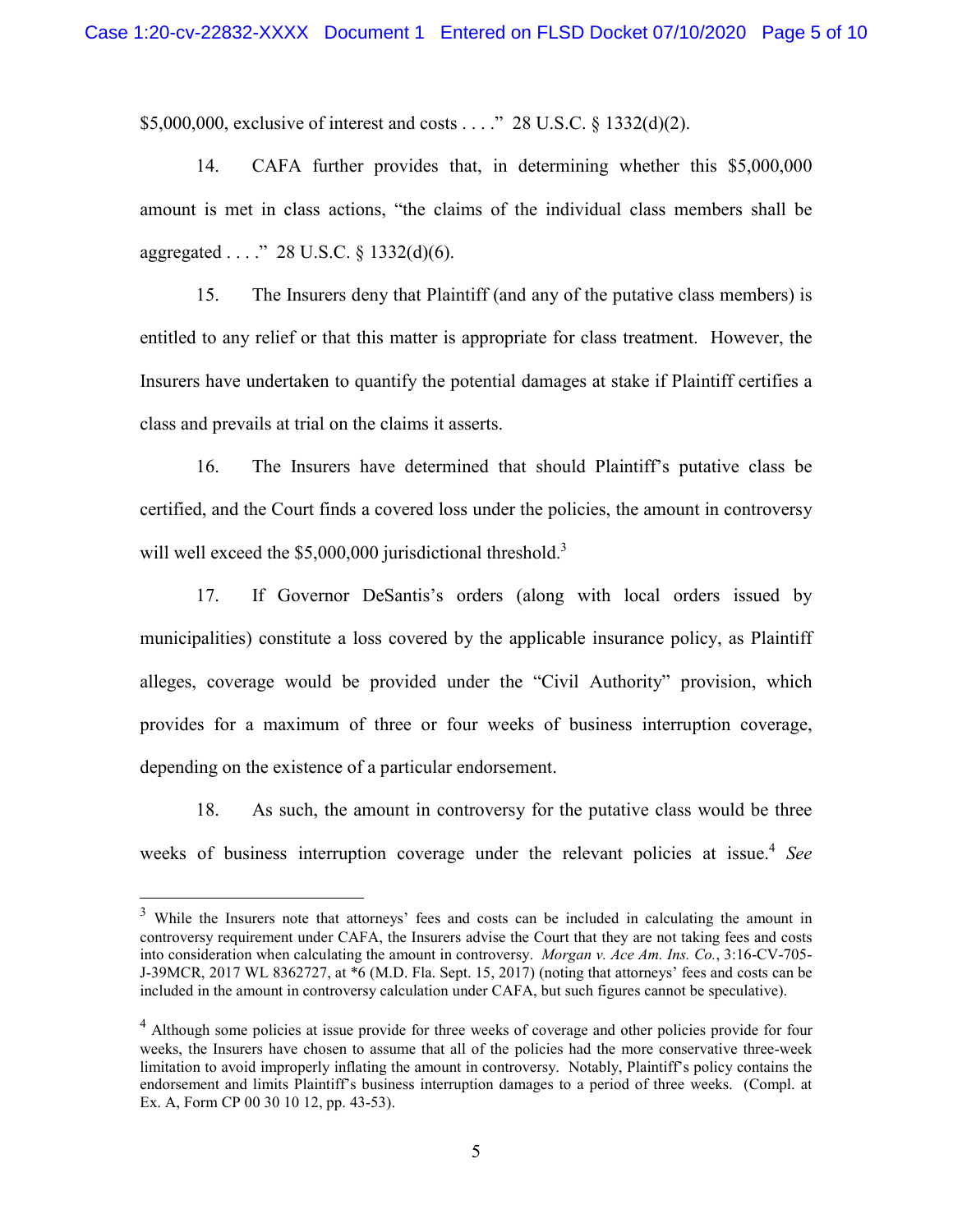$5,000,000, exclusive of interest and costs . . . ." 28 U.S.C. § 1332(d)(2).

14. CAFA further provides that, in determining whether this $5,000,000 amount is met in class actions, "the claims of the individual class members shall be aggregated . . . ." 28 U.S.C. § 1332(d)(6).

15. The Insurers deny that Plaintiff (and any of the putative class members) is entitled to any relief or that this matter is appropriate for class treatment. However, the Insurers have undertaken to quantify the potential damages at stake if Plaintiff certifies a class and prevails at trial on the claims it asserts.

16. The Insurers have determined that should Plaintiff's putative class be certified, and the Court finds a covered loss under the policies, the amount in controversy will well exceed the $5,000,000 jurisdictional threshold.[3]

17. If Governor DeSantis's orders (along with local orders issued by municipalities) constitute a loss covered by the applicable insurance policy, as Plaintiff alleges, coverage would be provided under the "Civil Authority" provision, which provides for a maximum of three or four weeks of business interruption coverage, depending on the existence of a particular endorsement.

18. As such, the amount in controversy for the putative class would be three weeks of business interruption coverage under the relevant policies at issue.[4] *See*

---

[3] While the Insurers note that attorneys' fees and costs can be included in calculating the amount in controversy requirement under CAFA, the Insurers advise the Court that they are not taking fees and costs into consideration when calculating the amount in controversy. *Morgan v. Ace Am. Ins. Co.*, 3:16-CV-705-J-39MCR, 2017 WL 8362727, at *6 (M.D. Fla. Sept. 15, 2017) (noting that attorneys' fees and costs can be included in the amount in controversy calculation under CAFA, but such figures cannot be speculative).

[4] Although some policies at issue provide for three weeks of coverage and other policies provide for four weeks, the Insurers have chosen to assume that all of the policies had the more conservative three-week limitation to avoid improperly inflating the amount in controversy. Notably, Plaintiff's policy contains the endorsement and limits Plaintiff's business interruption damages to a period of three weeks. (Compl. at Ex. A, Form CP 00 30 10 12, pp. 43-53).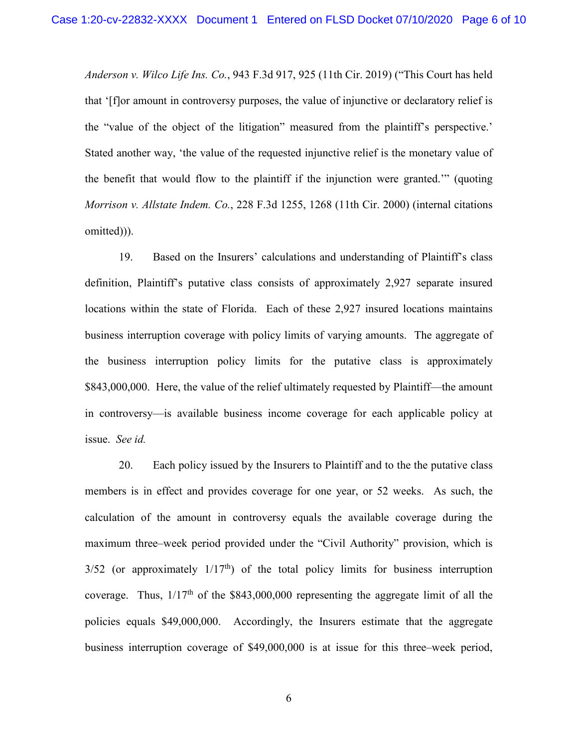*Anderson v. Wilco Life Ins. Co.*, 943 F.3d 917, 925 (11th Cir. 2019) ("This Court has held that '[f]or amount in controversy purposes, the value of injunctive or declaratory relief is the "value of the object of the litigation" measured from the plaintiff's perspective.' Stated another way, 'the value of the requested injunctive relief is the monetary value of the benefit that would flow to the plaintiff if the injunction were granted.'" (quoting *Morrison v. Allstate Indem. Co.*, 228 F.3d 1255, 1268 (11th Cir. 2000) (internal citations omitted))).

19. Based on the Insurers' calculations and understanding of Plaintiff's class definition, Plaintiff's putative class consists of approximately 2,927 separate insured locations within the state of Florida. Each of these 2,927 insured locations maintains business interruption coverage with policy limits of varying amounts. The aggregate of the business interruption policy limits for the putative class is approximately $843,000,000. Here, the value of the relief ultimately requested by Plaintiff—the amount in controversy—is available business income coverage for each applicable policy at issue. *See id.*

20. Each policy issued by the Insurers to Plaintiff and to the the putative class members is in effect and provides coverage for one year, or 52 weeks. As such, the calculation of the amount in controversy equals the available coverage during the maximum three–week period provided under the "Civil Authority" provision, which is 3/52 (or approximately 1/17th) of the total policy limits for business interruption coverage. Thus, 1/17th of the $843,000,000 representing the aggregate limit of all the policies equals $49,000,000. Accordingly, the Insurers estimate that the aggregate business interruption coverage of $49,000,000 is at issue for this three–week period,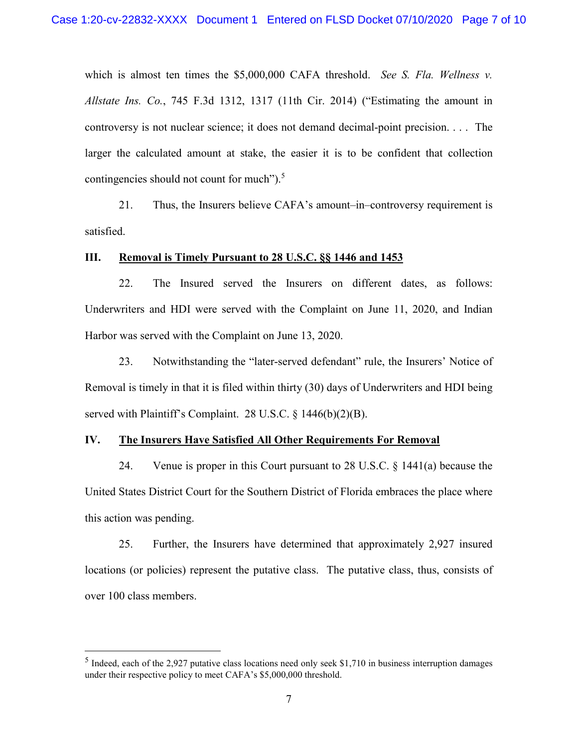which is almost ten times the $5,000,000 CAFA threshold. *See S. Fla. Wellness v. Allstate Ins. Co.*, 745 F.3d 1312, 1317 (11th Cir. 2014) ("Estimating the amount in controversy is not nuclear science; it does not demand decimal-point precision. . . . The larger the calculated amount at stake, the easier it is to be confident that collection contingencies should not count for much").[5]

21. Thus, the Insurers believe CAFA's amount–in–controversy requirement is satisfied.

### III. Removal is Timely Pursuant to 28 U.S.C. §§ 1446 and 1453

22. The Insured served the Insurers on different dates, as follows: Underwriters and HDI were served with the Complaint on June 11, 2020, and Indian Harbor was served with the Complaint on June 13, 2020.

23. Notwithstanding the "later-served defendant" rule, the Insurers' Notice of Removal is timely in that it is filed within thirty (30) days of Underwriters and HDI being served with Plaintiff's Complaint. 28 U.S.C. § 1446(b)(2)(B).

### IV. The Insurers Have Satisfied All Other Requirements For Removal

24. Venue is proper in this Court pursuant to 28 U.S.C. § 1441(a) because the United States District Court for the Southern District of Florida embraces the place where this action was pending.

25. Further, the Insurers have determined that approximately 2,927 insured locations (or policies) represent the putative class. The putative class, thus, consists of over 100 class members.

---

[5] Indeed, each of the 2,927 putative class locations need only seek $1,710 in business interruption damages under their respective policy to meet CAFA's $5,000,000 threshold.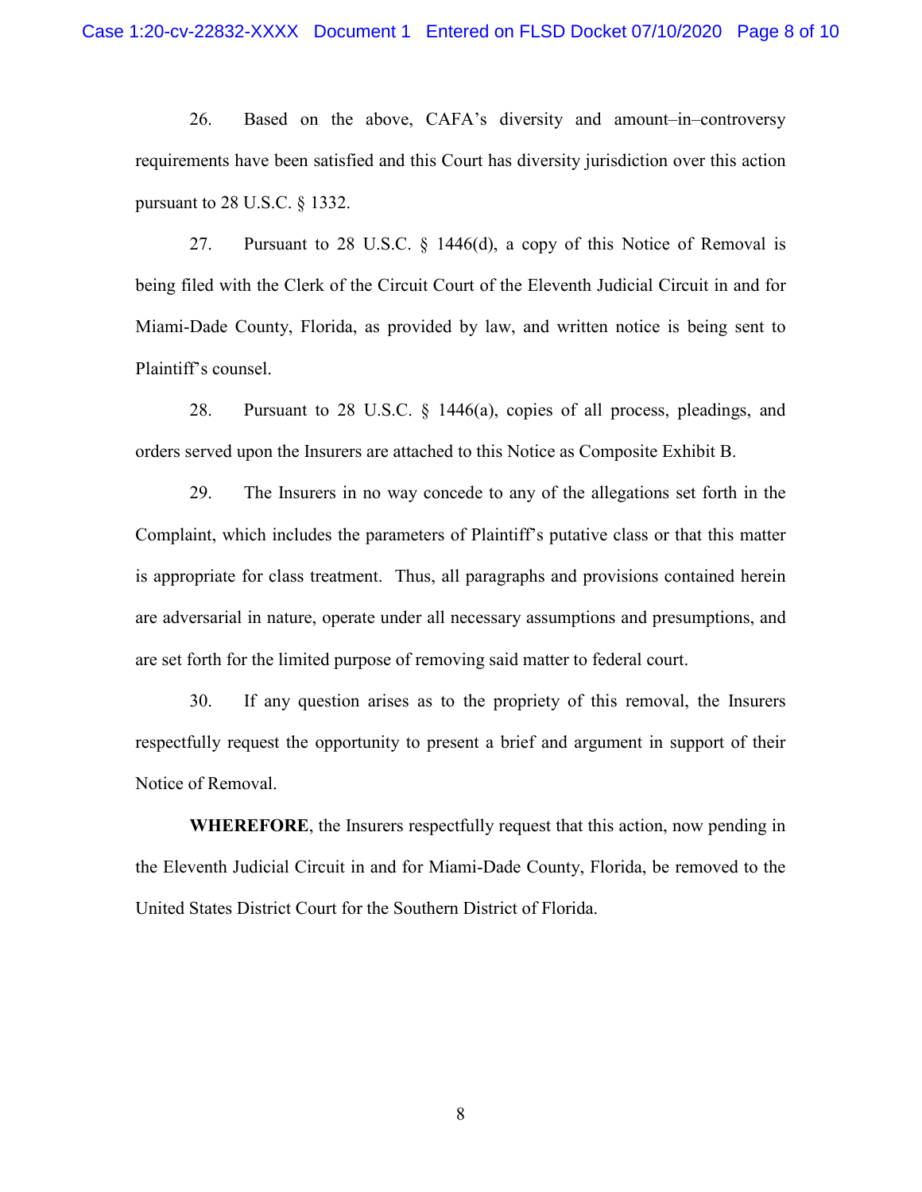26. Based on the above, CAFA's diversity and amount–in–controversy requirements have been satisfied and this Court has diversity jurisdiction over this action pursuant to 28 U.S.C. § 1332.

27. Pursuant to 28 U.S.C. § 1446(d), a copy of this Notice of Removal is being filed with the Clerk of the Circuit Court of the Eleventh Judicial Circuit in and for Miami-Dade County, Florida, as provided by law, and written notice is being sent to Plaintiff's counsel.

28. Pursuant to 28 U.S.C. § 1446(a), copies of all process, pleadings, and orders served upon the Insurers are attached to this Notice as Composite Exhibit B.

29. The Insurers in no way concede to any of the allegations set forth in the Complaint, which includes the parameters of Plaintiff's putative class or that this matter is appropriate for class treatment. Thus, all paragraphs and provisions contained herein are adversarial in nature, operate under all necessary assumptions and presumptions, and are set forth for the limited purpose of removing said matter to federal court.

30. If any question arises as to the propriety of this removal, the Insurers respectfully request the opportunity to present a brief and argument in support of their Notice of Removal.

**WHEREFORE**, the Insurers respectfully request that this action, now pending in the Eleventh Judicial Circuit in and for Miami-Dade County, Florida, be removed to the United States District Court for the Southern District of Florida.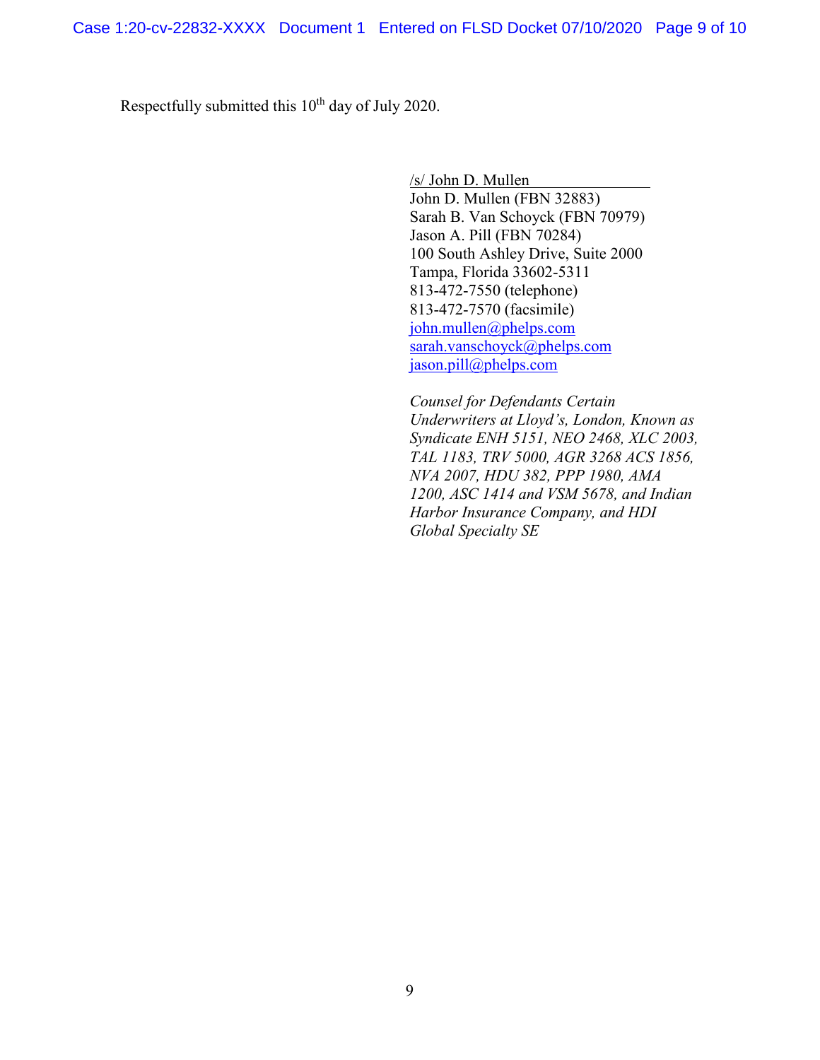Respectfully submitted this 10th day of July 2020.

/s/ John D. Mullen  
John D. Mullen (FBN 32883)  
Sarah B. Van Schoyck (FBN 70979)  
Jason A. Pill (FBN 70284)  
100 South Ashley Drive, Suite 2000  
Tampa, Florida 33602-5311  
813-472-7550 (telephone)  
813-472-7570 (facsimile)  
john.mullen@phelps.com  
sarah.vanschoyck@phelps.com  
jason.pill@phelps.com

*Counsel for Defendants Certain Underwriters at Lloyd's, London, Known as Syndicate ENH 5151, NEO 2468, XLC 2003, TAL 1183, TRV 5000, AGR 3268 ACS 1856, NVA 2007, HDU 382, PPP 1980, AMA 1200, ASC 1414 and VSM 5678, and Indian Harbor Insurance Company, and HDI Global Specialty SE*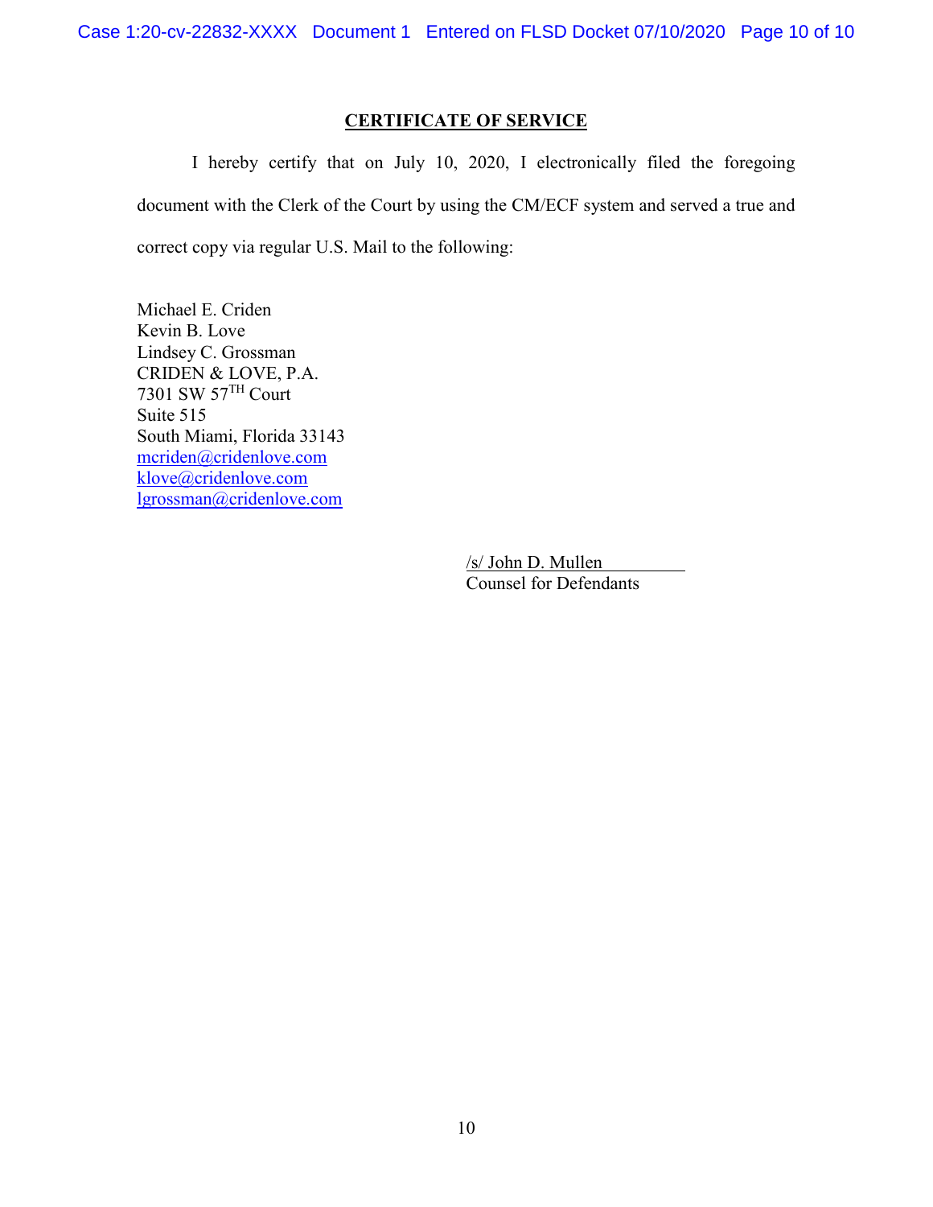## CERTIFICATE OF SERVICE

I hereby certify that on July 10, 2020, I electronically filed the foregoing document with the Clerk of the Court by using the CM/ECF system and served a true and correct copy via regular U.S. Mail to the following:

Michael E. Criden
Kevin B. Love
Lindsey C. Grossman
CRIDEN & LOVE, P.A.
7301 SW 57TH Court
Suite 515
South Miami, Florida 33143
mcriden@cridenlove.com
klove@cridenlove.com
lgrossman@cridenlove.com

/s/ John D. Mullen
Counsel for Defendants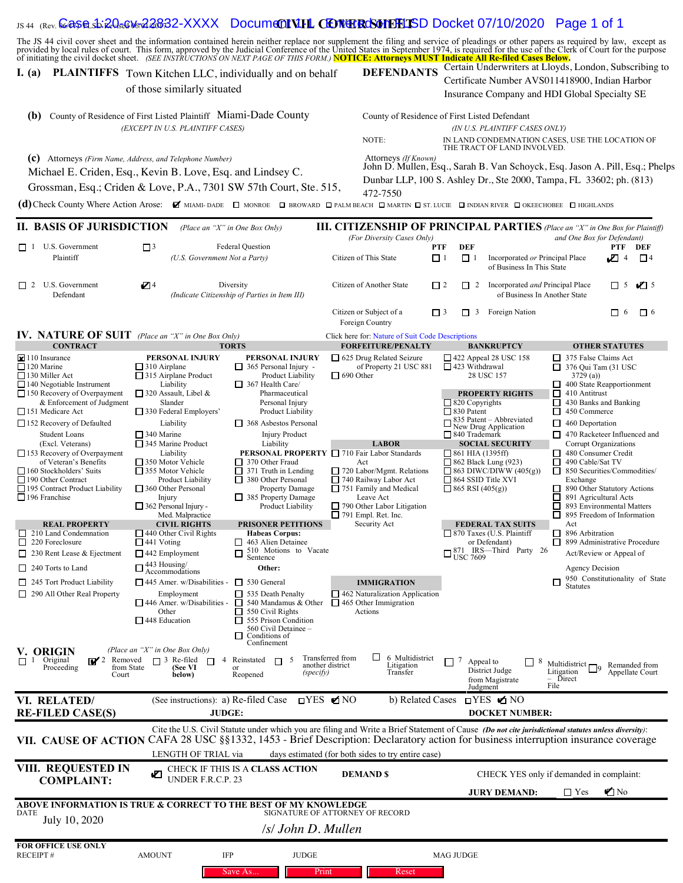JS 44 (Rev. 06/17) FLSD Revised 06/01/2017 **CIVIL COVER SHEET**

The JS 44 civil cover sheet and the information contained herein neither replace nor supplement the filing and service of pleadings or other papers as required by law, except as provided by local rules of court. This form, approved by the Judicial Conference of the United States in September 1974, is required for the use of the Clerk of Court for the purpose of initiating the civil docket sheet. *(SEE INSTRUCTIONS ON NEXT PAGE OF THIS FORM.)* **NOTICE: Attorneys MUST Indicate All Re-filed Cases Below.**

**I. (a) PLAINTIFFS** Town Kitchen LLC, individually and on behalf of those similarly situated

**DEFENDANTS** Certain Underwriters at Lloyds, London, Subscribing to Certificate Number AVS011418900, Indian Harbor Insurance Company and HDI Global Specialty SE

**(b)** County of Residence of First Listed Plaintiff Miami-Dade County
*(EXCEPT IN U.S. PLAINTIFF CASES)*

County of Residence of First Listed Defendant
*(IN U.S. PLAINTIFF CASES ONLY)*

NOTE: IN LAND CONDEMNATION CASES, USE THE LOCATION OF THE TRACT OF LAND INVOLVED.

**(c)** Attorneys *(Firm Name, Address, and Telephone Number)*
Michael E. Criden, Esq., Kevin B. Love, Esq. and Lindsey C. Grossman, Esq.; Criden & Love, P.A., 7301 SW 57th Court, Ste. 515,

Attorneys *(If Known)*
John D. Mullen, Esq., Sarah B. Van Schoyck, Esq. Jason A. Pill, Esq.; Phelps Dunbar LLP, 100 S. Ashley Dr., Ste 2000, Tampa, FL 33602; ph. (813) 472-7550

**(d)** Check County Where Action Arose: ☑ MIAMI- DADE ☐ MONROE ☐ BROWARD ☐ PALM BEACH ☐ MARTIN ☐ ST. LUCIE ☐ INDIAN RIVER ☐ OKEECHOBEE ☐ HIGHLANDS

**II. BASIS OF JURISDICTION** *(Place an "X" in One Box Only)*

- ☐ 1 U.S. Government Plaintiff
- ☐ 3 Federal Question *(U.S. Government Not a Party)*
- ☐ 2 U.S. Government Defendant
- ☑ 4 Diversity *(Indicate Citizenship of Parties in Item III)*

**III. CITIZENSHIP OF PRINCIPAL PARTIES** *(Place an "X" in One Box for Plaintiff and One Box for Defendant)* *(For Diversity Cases Only)*

| | PTF | DEF | | PTF | DEF |
|---|---|---|---|---|---|
| Citizen of This State | ☐ 1 | ☐ 1 | Incorporated *or* Principal Place of Business In This State | ☑ 4 | ☐ 4 |
| Citizen of Another State | ☐ 2 | ☐ 2 | Incorporated *and* Principal Place of Business In Another State | ☐ 5 | ☑ 5 |
| Citizen or Subject of a Foreign Country | ☐ 3 | ☐ 3 | Foreign Nation | ☐ 6 | ☐ 6 |

**IV. NATURE OF SUIT** *(Place an "X" in One Box Only)* Click here for: Nature of Suit Code Descriptions

**CONTRACT**
- ☒ 110 Insurance
- ☐ 120 Marine
- ☐ 130 Miller Act
- ☐ 140 Negotiable Instrument
- ☐ 150 Recovery of Overpayment & Enforcement of Judgment
- ☐ 151 Medicare Act
- ☐ 152 Recovery of Defaulted Student Loans (Excl. Veterans)
- ☐ 153 Recovery of Overpayment of Veteran's Benefits
- ☐ 160 Stockholders' Suits
- ☐ 190 Other Contract
- ☐ 195 Contract Product Liability
- ☐ 196 Franchise

**REAL PROPERTY**
- ☐ 210 Land Condemnation
- ☐ 220 Foreclosure
- ☐ 230 Rent Lease & Ejectment
- ☐ 240 Torts to Land
- ☐ 245 Tort Product Liability
- ☐ 290 All Other Real Property

**TORTS**

PERSONAL INJURY
- ☐ 310 Airplane
- ☐ 315 Airplane Product Liability
- ☐ 320 Assault, Libel & Slander
- ☐ 330 Federal Employers' Liability
- ☐ 340 Marine
- ☐ 345 Marine Product Liability
- ☐ 350 Motor Vehicle
- ☐ 355 Motor Vehicle Product Liability
- ☐ 360 Other Personal Injury
- ☐ 362 Personal Injury - Med. Malpractice

PERSONAL INJURY
- ☐ 365 Personal Injury - Product Liability
- ☐ 367 Health Care/ Pharmaceutical Personal Injury Product Liability
- ☐ 368 Asbestos Personal Injury Product Liability

PERSONAL PROPERTY
- ☐ 370 Other Fraud
- ☐ 371 Truth in Lending
- ☐ 380 Other Personal Property Damage
- ☐ 385 Property Damage Product Liability

**CIVIL RIGHTS**
- ☐ 440 Other Civil Rights
- ☐ 441 Voting
- ☐ 442 Employment
- ☐ 443 Housing/ Accommodations
- ☐ 445 Amer. w/Disabilities - Employment
- ☐ 446 Amer. w/Disabilities - Other
- ☐ 448 Education

**PRISONER PETITIONS**

Habeas Corpus:
- ☐ 463 Alien Detainee
- ☐ 510 Motions to Vacate Sentence

Other:
- ☐ 530 General
- ☐ 535 Death Penalty
- ☐ 540 Mandamus & Other
- ☐ 550 Civil Rights
- ☐ 555 Prison Condition
- ☐ 560 Civil Detainee – Conditions of Confinement

**FORFEITURE/PENALTY**
- ☐ 625 Drug Related Seizure of Property 21 USC 881
- ☐ 690 Other

**LABOR**
- ☐ 710 Fair Labor Standards Act
- ☐ 720 Labor/Mgmt. Relations
- ☐ 740 Railway Labor Act
- ☐ 751 Family and Medical Leave Act
- ☐ 790 Other Labor Litigation
- ☐ 791 Empl. Ret. Inc. Security Act

**IMMIGRATION**
- ☐ 462 Naturalization Application
- ☐ 465 Other Immigration Actions

**BANKRUPTCY**
- ☐ 422 Appeal 28 USC 158
- ☐ 423 Withdrawal 28 USC 157

**PROPERTY RIGHTS**
- ☐ 820 Copyrights
- ☐ 830 Patent
- ☐ 835 Patent – Abbreviated New Drug Application
- ☐ 840 Trademark

**SOCIAL SECURITY**
- ☐ 861 HIA (1395ff)
- ☐ 862 Black Lung (923)
- ☐ 863 DIWC/DIWW (405(g))
- ☐ 864 SSID Title XVI
- ☐ 865 RSI (405(g))

**FEDERAL TAX SUITS**
- ☐ 870 Taxes (U.S. Plaintiff or Defendant)
- ☐ 871 IRS—Third Party 26 USC 7609

**OTHER STATUTES**
- ☐ 375 False Claims Act
- ☐ 376 Qui Tam (31 USC 3729 (a))
- ☐ 400 State Reapportionment
- ☐ 410 Antitrust
- ☐ 430 Banks and Banking
- ☐ 450 Commerce
- ☐ 460 Deportation
- ☐ 470 Racketeer Influenced and Corrupt Organizations
- ☐ 480 Consumer Credit
- ☐ 490 Cable/Sat TV
- ☐ 850 Securities/Commodities/ Exchange
- ☐ 890 Other Statutory Actions
- ☐ 891 Agricultural Acts
- ☐ 893 Environmental Matters
- ☐ 895 Freedom of Information Act
- ☐ 896 Arbitration
- ☐ 899 Administrative Procedure Act/Review or Appeal of Agency Decision
- ☐ 950 Constitutionality of State Statutes

**V. ORIGIN** *(Place an "X" in One Box Only)*

- ☐ 1 Original Proceeding
- ☑ 2 Removed from State Court
- ☐ 3 Re-filed (See VI below)
- ☐ 4 Reinstated or Reopened
- ☐ 5 Transferred from another district *(specify)*
- ☐ 6 Multidistrict Litigation Transfer
- ☐ 7 Appeal to District Judge from Magistrate Judgment
- ☐ 8 Multidistrict Litigation – Direct File
- ☐ 9 Remanded from Appellate Court

**VI. RELATED/ RE-FILED CASE(S)** (See instructions): a) Re-filed Case ☐YES ☑NO b) Related Cases ☐YES ☑NO
**JUDGE:** **DOCKET NUMBER:**

**VII. CAUSE OF ACTION** Cite the U.S. Civil Statute under which you are filing and Write a Brief Statement of Cause *(Do not cite jurisdictional statutes unless diversity)*:
CAFA 28 USC §§1332, 1453 - Brief Description: Declaratory action for business interruption insurance coverage
LENGTH OF TRIAL via days estimated (for both sides to try entire case)

**VIII. REQUESTED IN COMPLAINT:** ☑ CHECK IF THIS IS A **CLASS ACTION** UNDER F.R.C.P. 23 **DEMAND $** CHECK YES only if demanded in complaint:
**JURY DEMAND:** ☐ Yes ☑ No

**ABOVE INFORMATION IS TRUE & CORRECT TO THE BEST OF MY KNOWLEDGE**
DATE July 10, 2020 SIGNATURE OF ATTORNEY OF RECORD */s/ John D. Mullen*

**FOR OFFICE USE ONLY**
RECEIPT # AMOUNT IFP JUDGE MAG JUDGE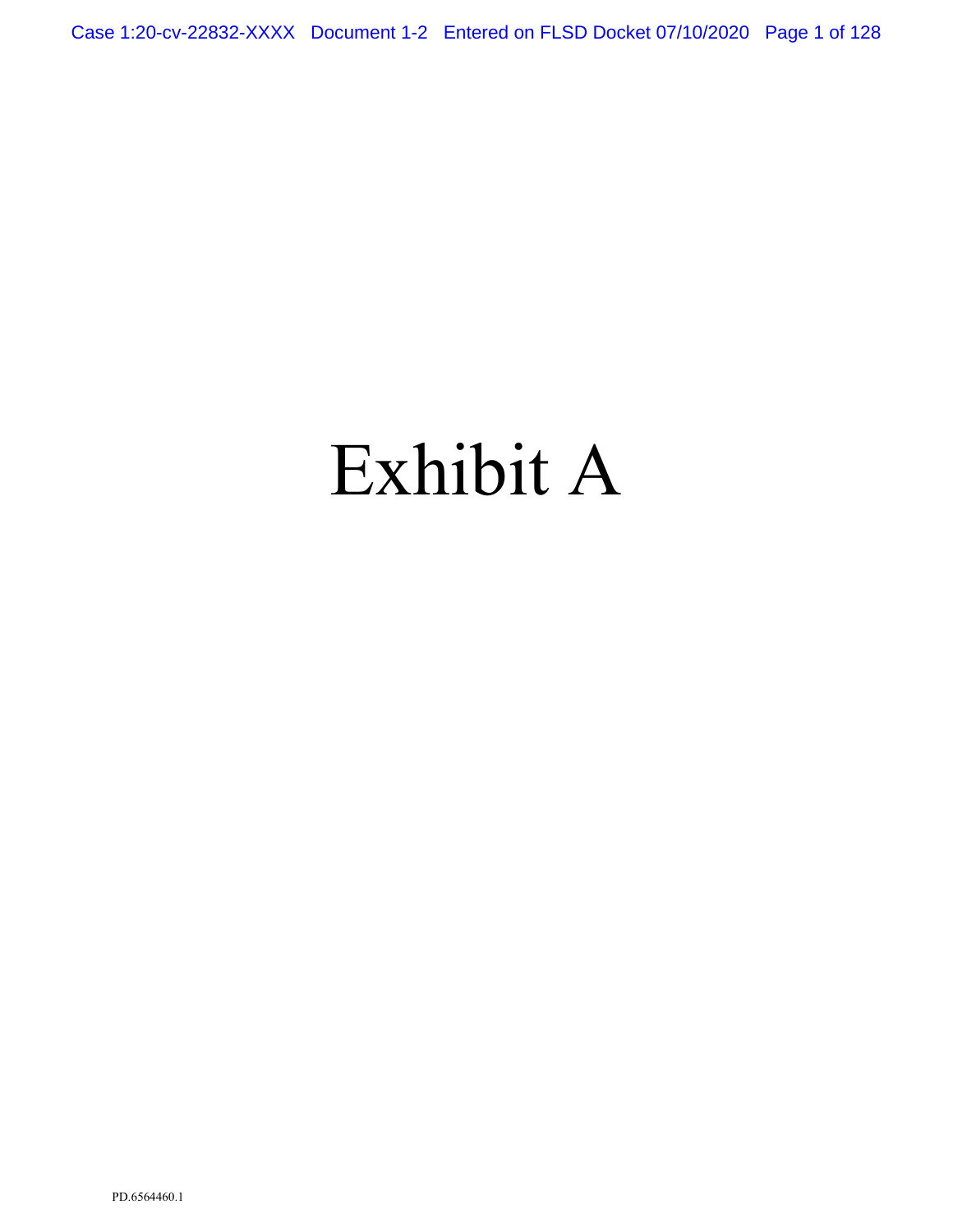# Exhibit A

PD.6564460.1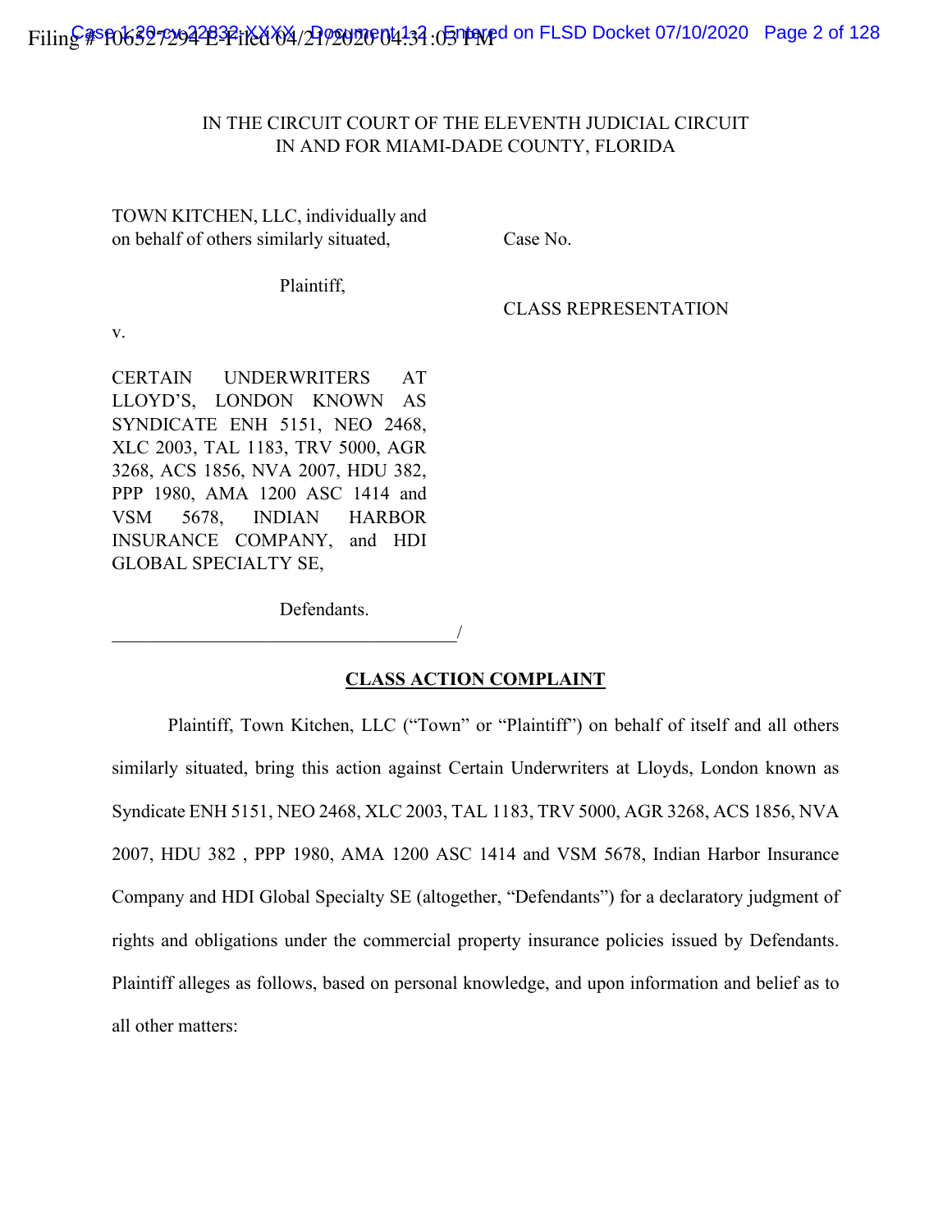IN THE CIRCUIT COURT OF THE ELEVENTH JUDICIAL CIRCUIT
IN AND FOR MIAMI-DADE COUNTY, FLORIDA

TOWN KITCHEN, LLC, individually and on behalf of others similarly situated,

Plaintiff,

v.

CERTAIN UNDERWRITERS AT LLOYD'S, LONDON KNOWN AS SYNDICATE ENH 5151, NEO 2468, XLC 2003, TAL 1183, TRV 5000, AGR 3268, ACS 1856, NVA 2007, HDU 382, PPP 1980, AMA 1200 ASC 1414 and VSM 5678, INDIAN HARBOR INSURANCE COMPANY, and HDI GLOBAL SPECIALTY SE,

Defendants.
_____________________________________/

Case No.

CLASS REPRESENTATION

## CLASS ACTION COMPLAINT

Plaintiff, Town Kitchen, LLC ("Town" or "Plaintiff") on behalf of itself and all others similarly situated, bring this action against Certain Underwriters at Lloyds, London known as Syndicate ENH 5151, NEO 2468, XLC 2003, TAL 1183, TRV 5000, AGR 3268, ACS 1856, NVA 2007, HDU 382 , PPP 1980, AMA 1200 ASC 1414 and VSM 5678, Indian Harbor Insurance Company and HDI Global Specialty SE (altogether, "Defendants") for a declaratory judgment of rights and obligations under the commercial property insurance policies issued by Defendants. Plaintiff alleges as follows, based on personal knowledge, and upon information and belief as to all other matters: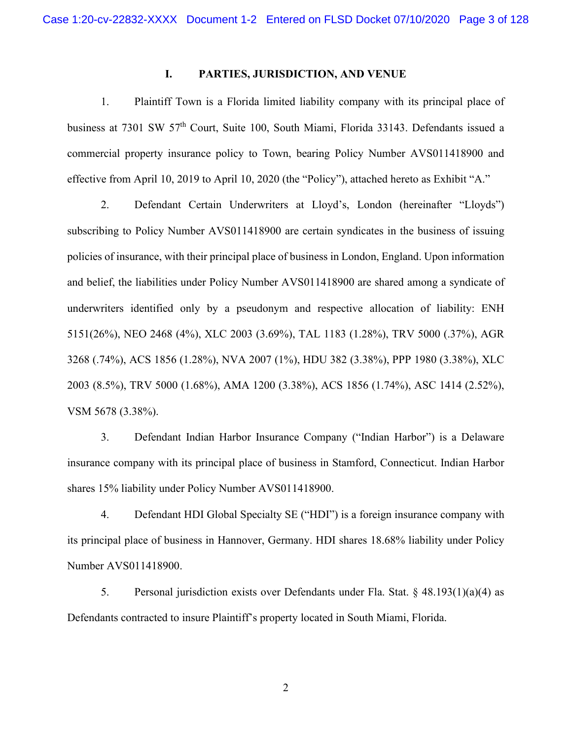## I. PARTIES, JURISDICTION, AND VENUE

1. Plaintiff Town is a Florida limited liability company with its principal place of business at 7301 SW 57th Court, Suite 100, South Miami, Florida 33143. Defendants issued a commercial property insurance policy to Town, bearing Policy Number AVS011418900 and effective from April 10, 2019 to April 10, 2020 (the "Policy"), attached hereto as Exhibit "A."

2. Defendant Certain Underwriters at Lloyd's, London (hereinafter "Lloyds") subscribing to Policy Number AVS011418900 are certain syndicates in the business of issuing policies of insurance, with their principal place of business in London, England. Upon information and belief, the liabilities under Policy Number AVS011418900 are shared among a syndicate of underwriters identified only by a pseudonym and respective allocation of liability: ENH 5151(26%), NEO 2468 (4%), XLC 2003 (3.69%), TAL 1183 (1.28%), TRV 5000 (.37%), AGR 3268 (.74%), ACS 1856 (1.28%), NVA 2007 (1%), HDU 382 (3.38%), PPP 1980 (3.38%), XLC 2003 (8.5%), TRV 5000 (1.68%), AMA 1200 (3.38%), ACS 1856 (1.74%), ASC 1414 (2.52%), VSM 5678 (3.38%).

3. Defendant Indian Harbor Insurance Company ("Indian Harbor") is a Delaware insurance company with its principal place of business in Stamford, Connecticut. Indian Harbor shares 15% liability under Policy Number AVS011418900.

4. Defendant HDI Global Specialty SE ("HDI") is a foreign insurance company with its principal place of business in Hannover, Germany. HDI shares 18.68% liability under Policy Number AVS011418900.

5. Personal jurisdiction exists over Defendants under Fla. Stat. § 48.193(1)(a)(4) as Defendants contracted to insure Plaintiff's property located in South Miami, Florida.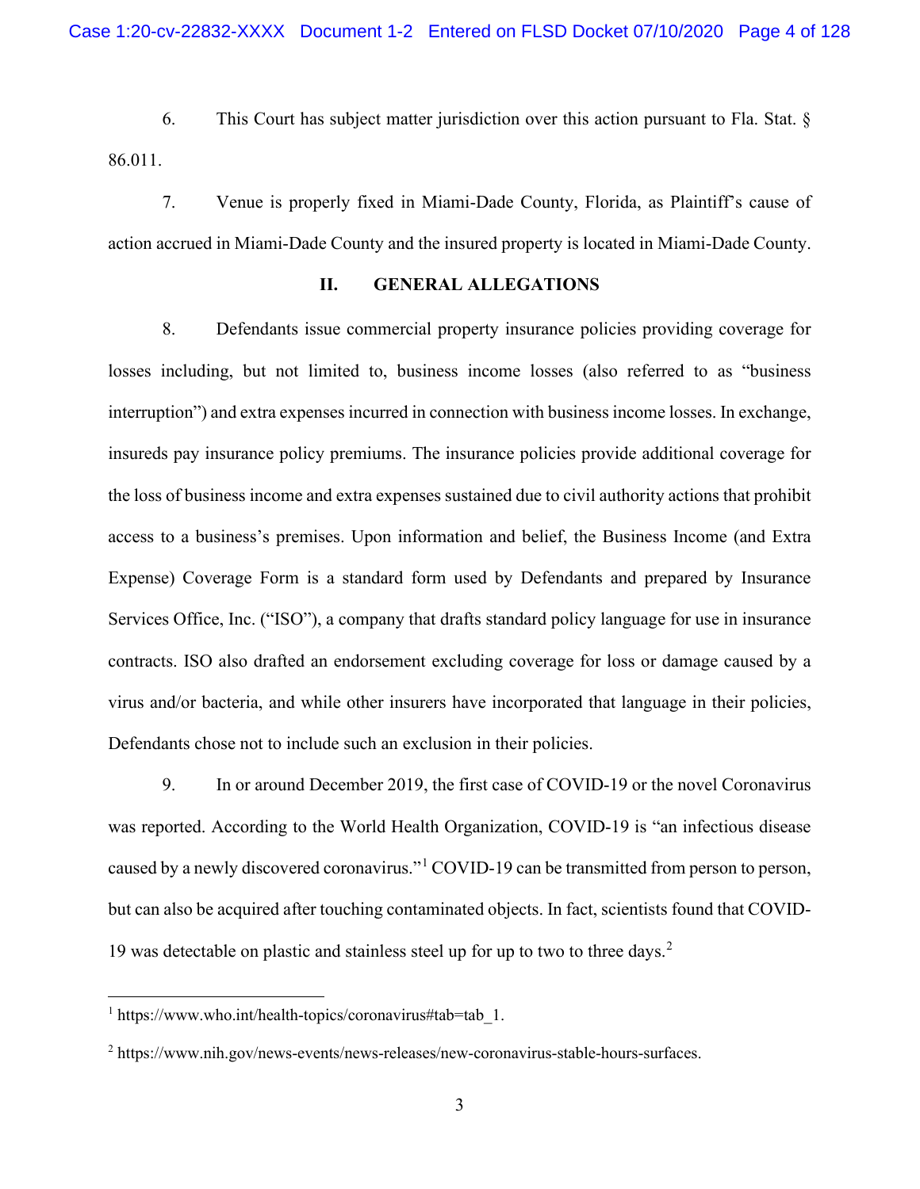6. This Court has subject matter jurisdiction over this action pursuant to Fla. Stat. § 86.011.

7. Venue is properly fixed in Miami-Dade County, Florida, as Plaintiff's cause of action accrued in Miami-Dade County and the insured property is located in Miami-Dade County.

## II. GENERAL ALLEGATIONS

8. Defendants issue commercial property insurance policies providing coverage for losses including, but not limited to, business income losses (also referred to as "business interruption") and extra expenses incurred in connection with business income losses. In exchange, insureds pay insurance policy premiums. The insurance policies provide additional coverage for the loss of business income and extra expenses sustained due to civil authority actions that prohibit access to a business's premises. Upon information and belief, the Business Income (and Extra Expense) Coverage Form is a standard form used by Defendants and prepared by Insurance Services Office, Inc. ("ISO"), a company that drafts standard policy language for use in insurance contracts. ISO also drafted an endorsement excluding coverage for loss or damage caused by a virus and/or bacteria, and while other insurers have incorporated that language in their policies, Defendants chose not to include such an exclusion in their policies.

9. In or around December 2019, the first case of COVID-19 or the novel Coronavirus was reported. According to the World Health Organization, COVID-19 is "an infectious disease caused by a newly discovered coronavirus."[1] COVID-19 can be transmitted from person to person, but can also be acquired after touching contaminated objects. In fact, scientists found that COVID-19 was detectable on plastic and stainless steel up for up to two to three days.[2]

---

[1] https://www.who.int/health-topics/coronavirus#tab=tab_1.

[2] https://www.nih.gov/news-events/news-releases/new-coronavirus-stable-hours-surfaces.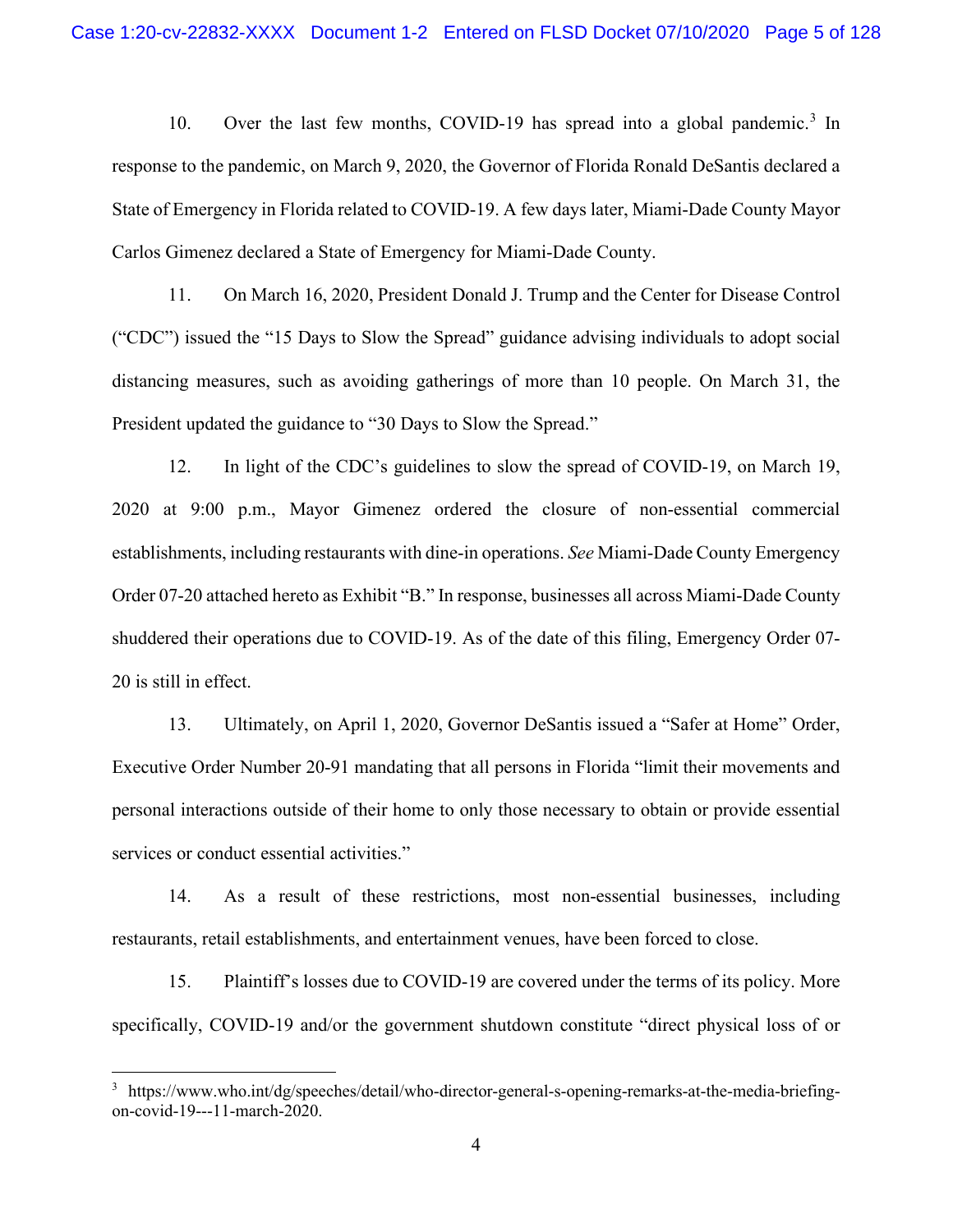10. Over the last few months, COVID-19 has spread into a global pandemic.[3] In response to the pandemic, on March 9, 2020, the Governor of Florida Ronald DeSantis declared a State of Emergency in Florida related to COVID-19. A few days later, Miami-Dade County Mayor Carlos Gimenez declared a State of Emergency for Miami-Dade County.

11. On March 16, 2020, President Donald J. Trump and the Center for Disease Control ("CDC") issued the "15 Days to Slow the Spread" guidance advising individuals to adopt social distancing measures, such as avoiding gatherings of more than 10 people. On March 31, the President updated the guidance to "30 Days to Slow the Spread."

12. In light of the CDC's guidelines to slow the spread of COVID-19, on March 19, 2020 at 9:00 p.m., Mayor Gimenez ordered the closure of non-essential commercial establishments, including restaurants with dine-in operations. *See* Miami-Dade County Emergency Order 07-20 attached hereto as Exhibit "B." In response, businesses all across Miami-Dade County shuddered their operations due to COVID-19. As of the date of this filing, Emergency Order 07-20 is still in effect.

13. Ultimately, on April 1, 2020, Governor DeSantis issued a "Safer at Home" Order, Executive Order Number 20-91 mandating that all persons in Florida "limit their movements and personal interactions outside of their home to only those necessary to obtain or provide essential services or conduct essential activities."

14. As a result of these restrictions, most non-essential businesses, including restaurants, retail establishments, and entertainment venues, have been forced to close.

15. Plaintiff's losses due to COVID-19 are covered under the terms of its policy. More specifically, COVID-19 and/or the government shutdown constitute "direct physical loss of or

---

[3] https://www.who.int/dg/speeches/detail/who-director-general-s-opening-remarks-at-the-media-briefing-on-covid-19---11-march-2020.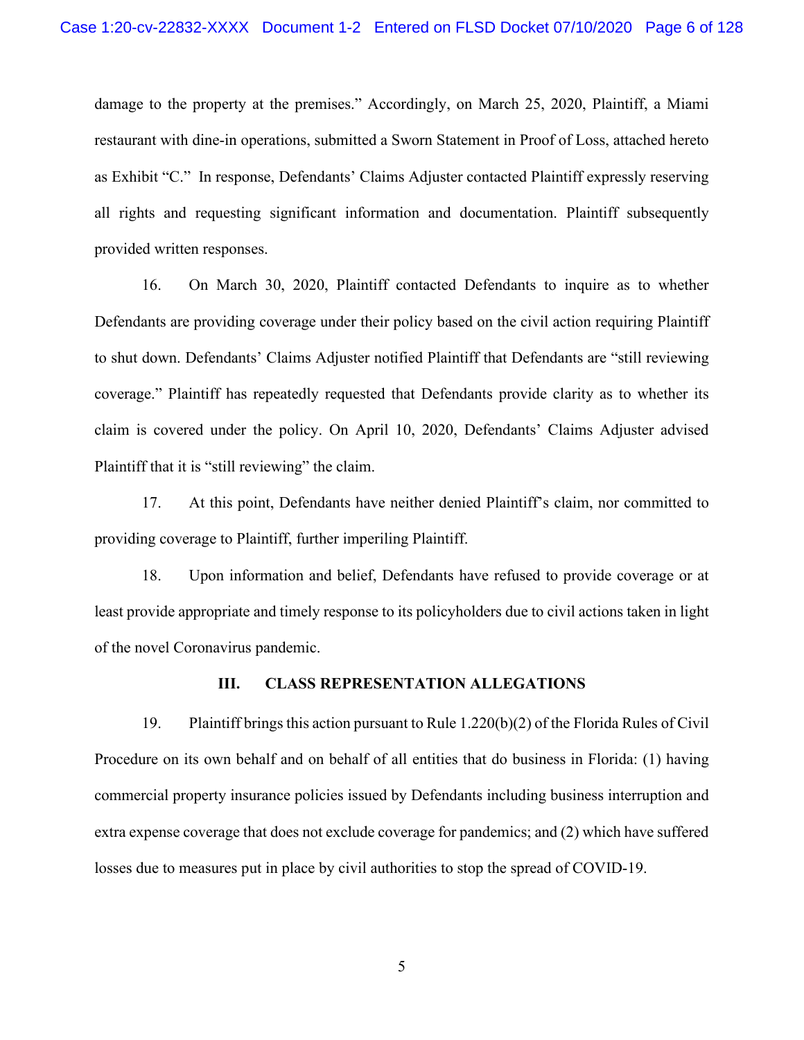damage to the property at the premises." Accordingly, on March 25, 2020, Plaintiff, a Miami restaurant with dine-in operations, submitted a Sworn Statement in Proof of Loss, attached hereto as Exhibit "C." In response, Defendants' Claims Adjuster contacted Plaintiff expressly reserving all rights and requesting significant information and documentation. Plaintiff subsequently provided written responses.

16. On March 30, 2020, Plaintiff contacted Defendants to inquire as to whether Defendants are providing coverage under their policy based on the civil action requiring Plaintiff to shut down. Defendants' Claims Adjuster notified Plaintiff that Defendants are "still reviewing coverage." Plaintiff has repeatedly requested that Defendants provide clarity as to whether its claim is covered under the policy. On April 10, 2020, Defendants' Claims Adjuster advised Plaintiff that it is "still reviewing" the claim.

17. At this point, Defendants have neither denied Plaintiff's claim, nor committed to providing coverage to Plaintiff, further imperiling Plaintiff.

18. Upon information and belief, Defendants have refused to provide coverage or at least provide appropriate and timely response to its policyholders due to civil actions taken in light of the novel Coronavirus pandemic.

## III. CLASS REPRESENTATION ALLEGATIONS

19. Plaintiff brings this action pursuant to Rule 1.220(b)(2) of the Florida Rules of Civil Procedure on its own behalf and on behalf of all entities that do business in Florida: (1) having commercial property insurance policies issued by Defendants including business interruption and extra expense coverage that does not exclude coverage for pandemics; and (2) which have suffered losses due to measures put in place by civil authorities to stop the spread of COVID-19.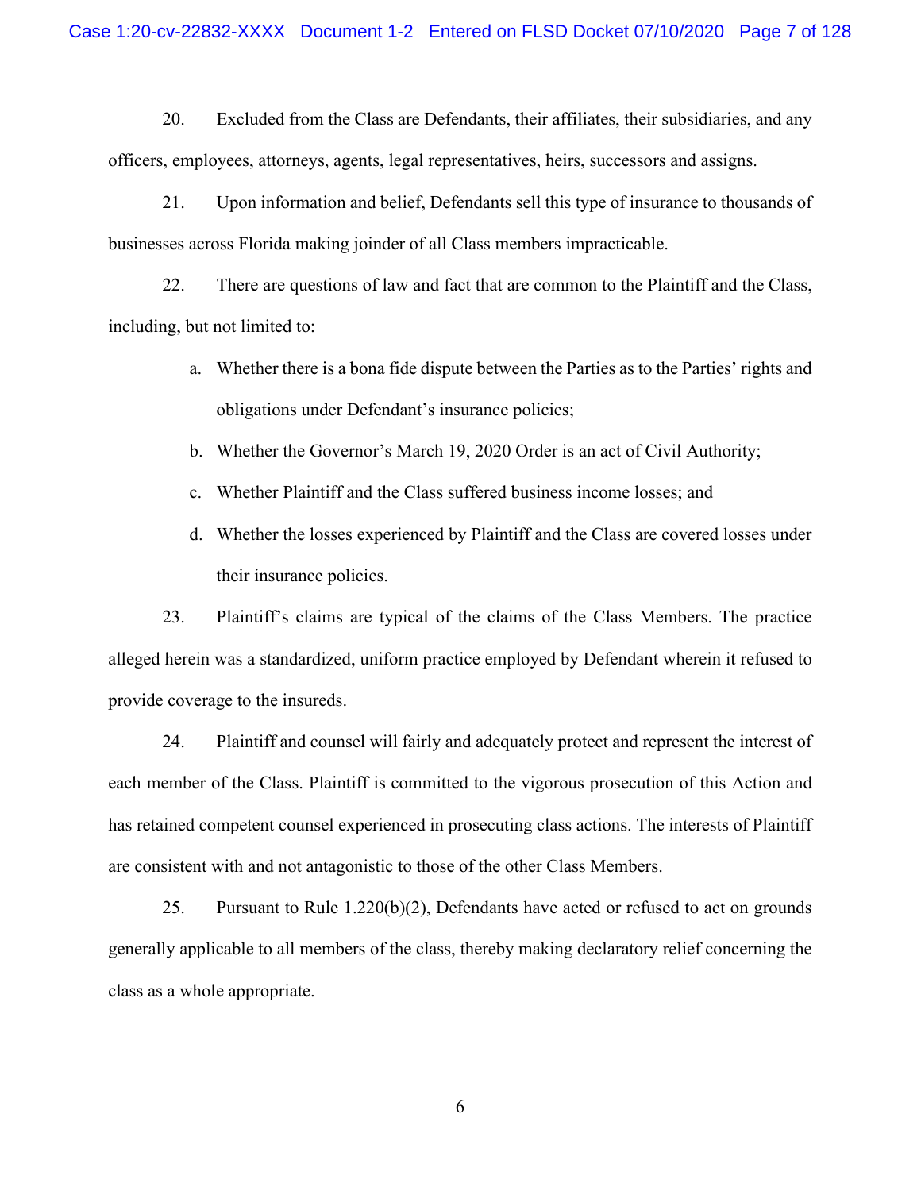20. Excluded from the Class are Defendants, their affiliates, their subsidiaries, and any officers, employees, attorneys, agents, legal representatives, heirs, successors and assigns.

21. Upon information and belief, Defendants sell this type of insurance to thousands of businesses across Florida making joinder of all Class members impracticable.

22. There are questions of law and fact that are common to the Plaintiff and the Class, including, but not limited to:

   a. Whether there is a bona fide dispute between the Parties as to the Parties' rights and obligations under Defendant's insurance policies;

   b. Whether the Governor's March 19, 2020 Order is an act of Civil Authority;

   c. Whether Plaintiff and the Class suffered business income losses; and

   d. Whether the losses experienced by Plaintiff and the Class are covered losses under their insurance policies.

23. Plaintiff's claims are typical of the claims of the Class Members. The practice alleged herein was a standardized, uniform practice employed by Defendant wherein it refused to provide coverage to the insureds.

24. Plaintiff and counsel will fairly and adequately protect and represent the interest of each member of the Class. Plaintiff is committed to the vigorous prosecution of this Action and has retained competent counsel experienced in prosecuting class actions. The interests of Plaintiff are consistent with and not antagonistic to those of the other Class Members.

25. Pursuant to Rule 1.220(b)(2), Defendants have acted or refused to act on grounds generally applicable to all members of the class, thereby making declaratory relief concerning the class as a whole appropriate.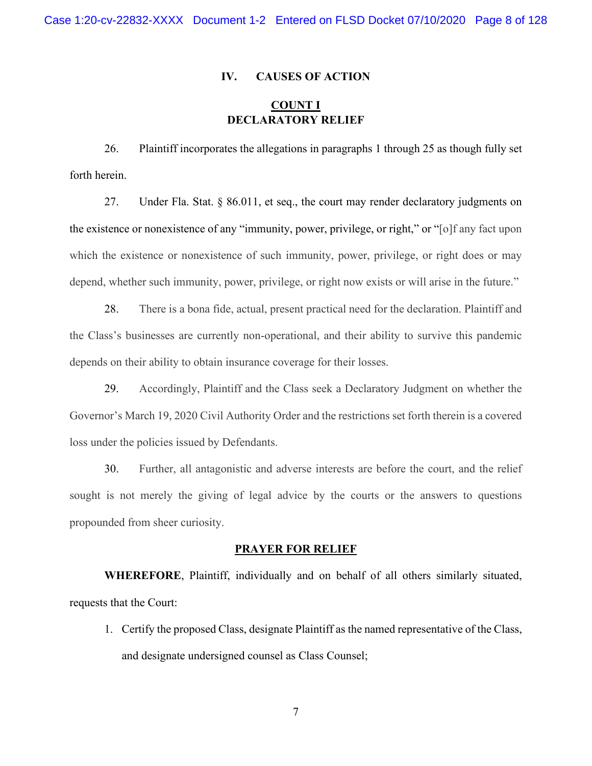## IV. CAUSES OF ACTION

### COUNT I
### DECLARATORY RELIEF

26. Plaintiff incorporates the allegations in paragraphs 1 through 25 as though fully set forth herein.

27. Under Fla. Stat. § 86.011, et seq., the court may render declaratory judgments on the existence or nonexistence of any "immunity, power, privilege, or right," or "[o]f any fact upon which the existence or nonexistence of such immunity, power, privilege, or right does or may depend, whether such immunity, power, privilege, or right now exists or will arise in the future."

28. There is a bona fide, actual, present practical need for the declaration. Plaintiff and the Class's businesses are currently non-operational, and their ability to survive this pandemic depends on their ability to obtain insurance coverage for their losses.

29. Accordingly, Plaintiff and the Class seek a Declaratory Judgment on whether the Governor's March 19, 2020 Civil Authority Order and the restrictions set forth therein is a covered loss under the policies issued by Defendants.

30. Further, all antagonistic and adverse interests are before the court, and the relief sought is not merely the giving of legal advice by the courts or the answers to questions propounded from sheer curiosity.

### PRAYER FOR RELIEF

**WHEREFORE**, Plaintiff, individually and on behalf of all others similarly situated, requests that the Court:

1. Certify the proposed Class, designate Plaintiff as the named representative of the Class, and designate undersigned counsel as Class Counsel;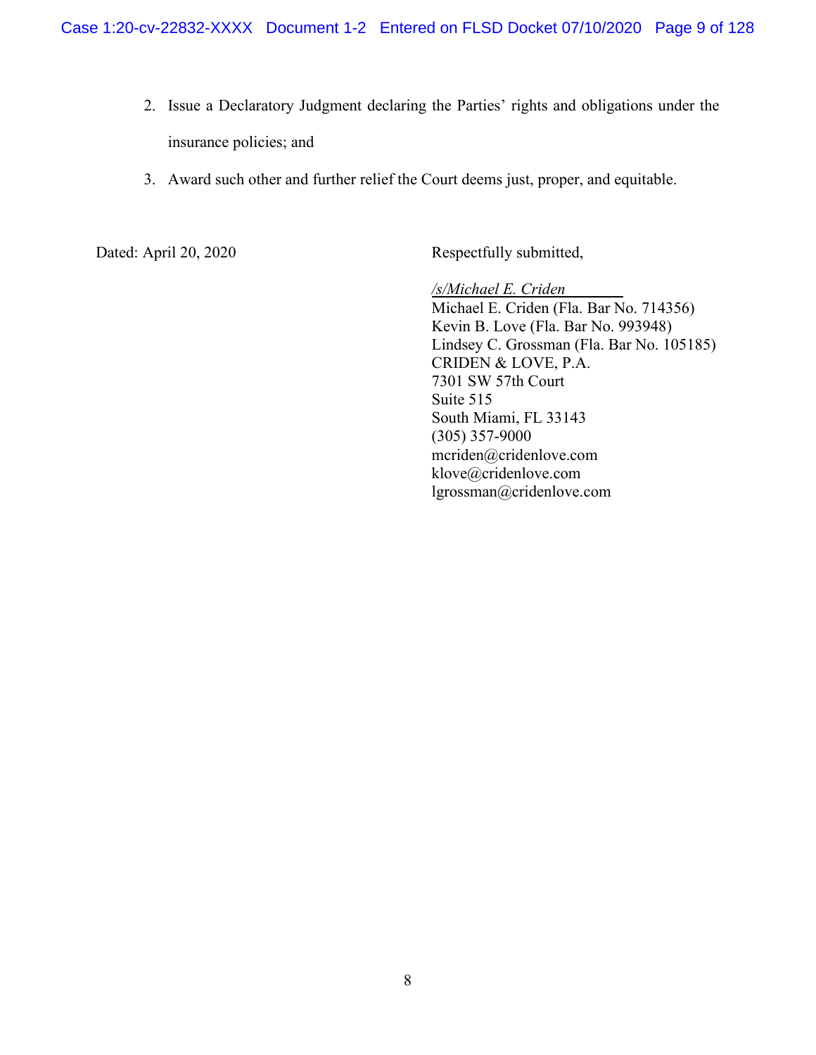2. Issue a Declaratory Judgment declaring the Parties' rights and obligations under the insurance policies; and

3. Award such other and further relief the Court deems just, proper, and equitable.

Dated: April 20, 2020

Respectfully submitted,

*/s/Michael E. Criden*
Michael E. Criden (Fla. Bar No. 714356)
Kevin B. Love (Fla. Bar No. 993948)
Lindsey C. Grossman (Fla. Bar No. 105185)
CRIDEN & LOVE, P.A.
7301 SW 57th Court
Suite 515
South Miami, FL 33143
(305) 357-9000
mcriden@cridenlove.com
klove@cridenlove.com
lgrossman@cridenlove.com